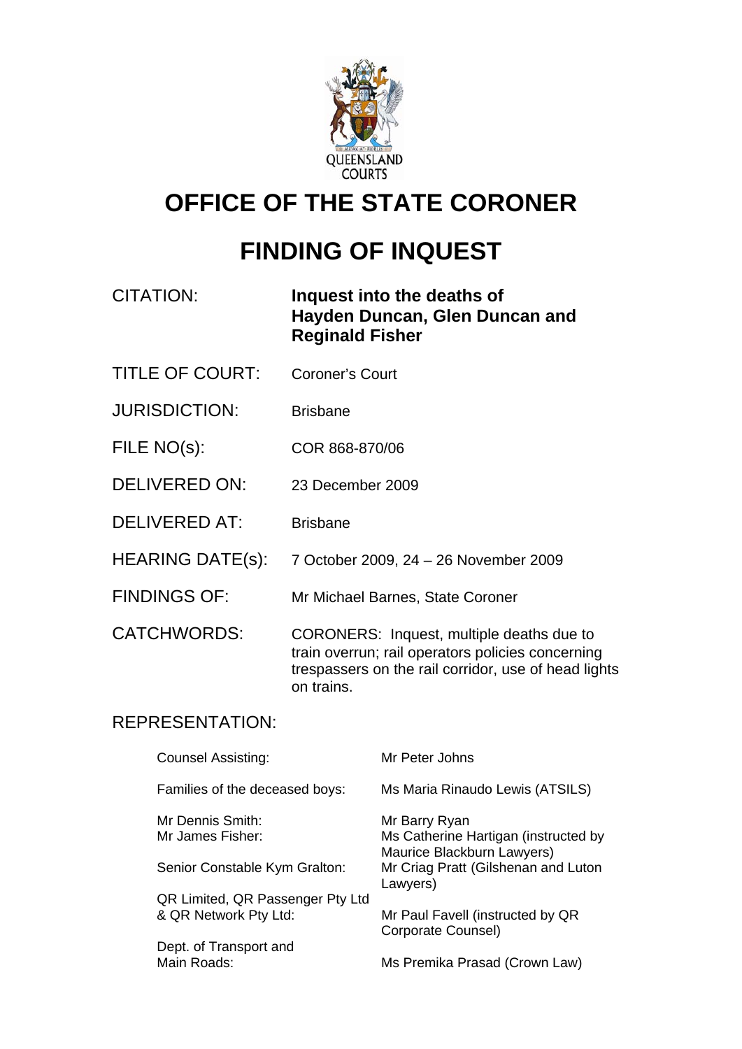QUEENSLAND COURTS

# OFFICE OF THE STATE CORONER

# FINDING OF INQUEST

| | |
|---|---|
| CITATION: | **Inquest into the deaths of Hayden Duncan, Glen Duncan and Reginald Fisher** |
| TITLE OF COURT: | Coroner's Court |
| JURISDICTION: | Brisbane |
| FILE NO(s): | COR 868-870/06 |
| DELIVERED ON: | 23 December 2009 |
| DELIVERED AT: | Brisbane |
| HEARING DATE(s): | 7 October 2009, 24 – 26 November 2009 |
| FINDINGS OF: | Mr Michael Barnes, State Coroner |
| CATCHWORDS: | CORONERS: Inquest, multiple deaths due to train overrun; rail operators policies concerning trespassers on the rail corridor, use of head lights on trains. |

REPRESENTATION:

| | |
|---|---|
| Counsel Assisting: | Mr Peter Johns |
| Families of the deceased boys: | Ms Maria Rinaudo Lewis (ATSILS) |
| Mr Dennis Smith: | Mr Barry Ryan |
| Mr James Fisher: | Ms Catherine Hartigan (instructed by Maurice Blackburn Lawyers) |
| Senior Constable Kym Gralton: | Mr Criag Pratt (Gilshenan and Luton Lawyers) |
| QR Limited, QR Passenger Pty Ltd & QR Network Pty Ltd: | Mr Paul Favell (instructed by QR Corporate Counsel) |
| Dept. of Transport and Main Roads: | Ms Premika Prasad (Crown Law) |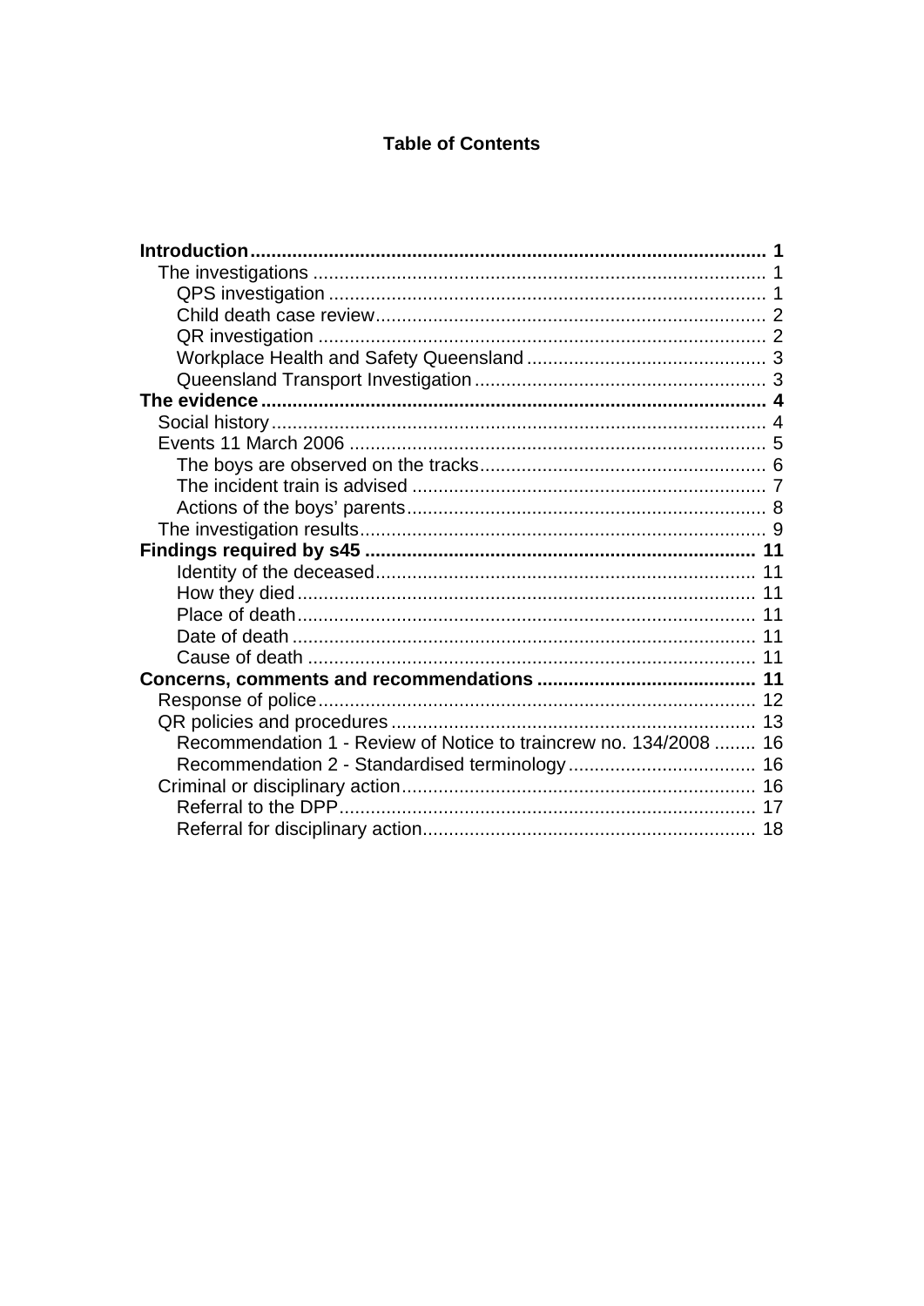**Table of Contents**

- **Introduction** ..... **1**
  - The investigations ..... 1
    - QPS investigation ..... 1
    - Child death case review ..... 2
    - QR investigation ..... 2
    - Workplace Health and Safety Queensland ..... 3
    - Queensland Transport Investigation ..... 3
- **The evidence** ..... **4**
  - Social history ..... 4
  - Events 11 March 2006 ..... 5
    - The boys are observed on the tracks ..... 6
    - The incident train is advised ..... 7
    - Actions of the boys' parents ..... 8
  - The investigation results ..... 9
- **Findings required by s45** ..... **11**
    - Identity of the deceased ..... 11
    - How they died ..... 11
    - Place of death ..... 11
    - Date of death ..... 11
    - Cause of death ..... 11
- **Concerns, comments and recommendations** ..... **11**
  - Response of police ..... 12
  - QR policies and procedures ..... 13
    - Recommendation 1 - Review of Notice to traincrew no. 134/2008 ..... 16
    - Recommendation 2 - Standardised terminology ..... 16
  - Criminal or disciplinary action ..... 16
    - Referral to the DPP ..... 17
    - Referral for disciplinary action ..... 18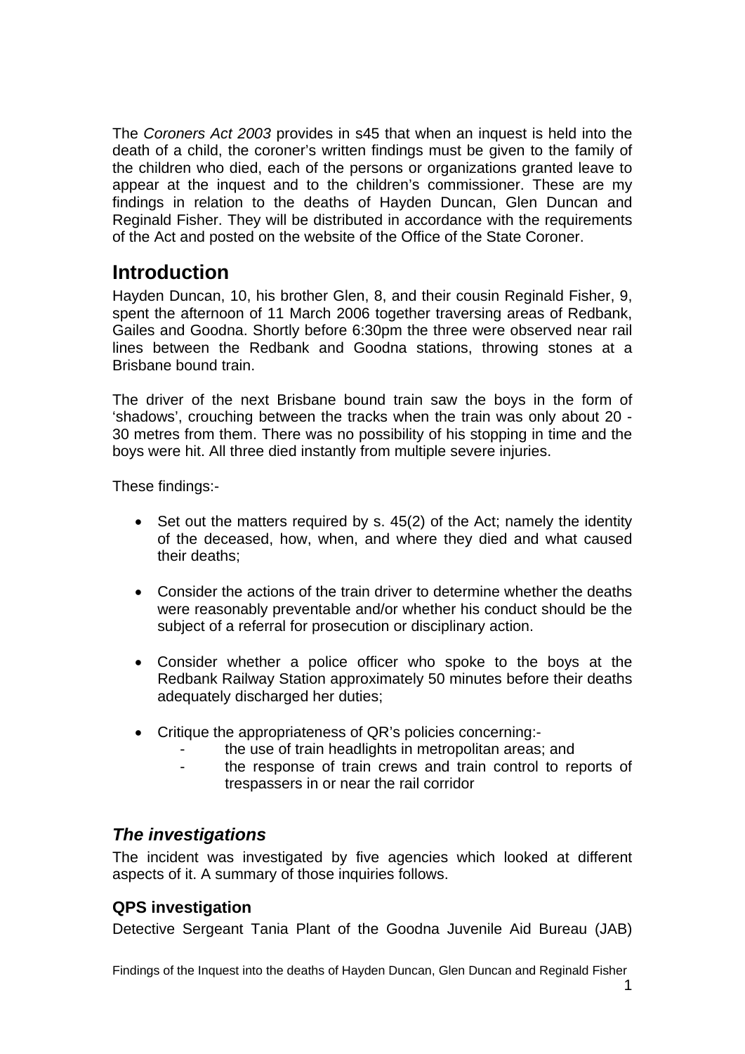The *Coroners Act 2003* provides in s45 that when an inquest is held into the death of a child, the coroner's written findings must be given to the family of the children who died, each of the persons or organizations granted leave to appear at the inquest and to the children's commissioner. These are my findings in relation to the deaths of Hayden Duncan, Glen Duncan and Reginald Fisher. They will be distributed in accordance with the requirements of the Act and posted on the website of the Office of the State Coroner.

## Introduction

Hayden Duncan, 10, his brother Glen, 8, and their cousin Reginald Fisher, 9, spent the afternoon of 11 March 2006 together traversing areas of Redbank, Gailes and Goodna. Shortly before 6:30pm the three were observed near rail lines between the Redbank and Goodna stations, throwing stones at a Brisbane bound train.

The driver of the next Brisbane bound train saw the boys in the form of 'shadows', crouching between the tracks when the train was only about 20 - 30 metres from them. There was no possibility of his stopping in time and the boys were hit. All three died instantly from multiple severe injuries.

These findings:-

- Set out the matters required by s. 45(2) of the Act; namely the identity of the deceased, how, when, and where they died and what caused their deaths;
- Consider the actions of the train driver to determine whether the deaths were reasonably preventable and/or whether his conduct should be the subject of a referral for prosecution or disciplinary action.
- Consider whether a police officer who spoke to the boys at the Redbank Railway Station approximately 50 minutes before their deaths adequately discharged her duties;
- Critique the appropriateness of QR's policies concerning:-
    - the use of train headlights in metropolitan areas; and
    - the response of train crews and train control to reports of trespassers in or near the rail corridor

### *The investigations*

The incident was investigated by five agencies which looked at different aspects of it. A summary of those inquiries follows.

#### QPS investigation

Detective Sergeant Tania Plant of the Goodna Juvenile Aid Bureau (JAB)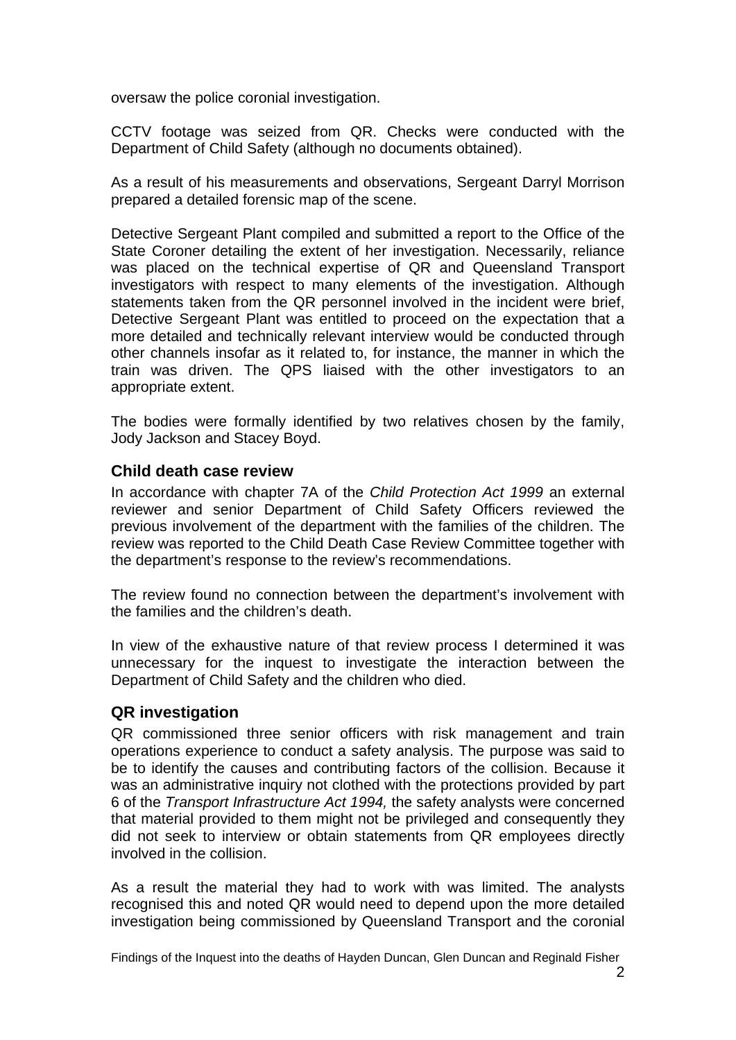oversaw the police coronial investigation.

CCTV footage was seized from QR. Checks were conducted with the Department of Child Safety (although no documents obtained).

As a result of his measurements and observations, Sergeant Darryl Morrison prepared a detailed forensic map of the scene.

Detective Sergeant Plant compiled and submitted a report to the Office of the State Coroner detailing the extent of her investigation. Necessarily, reliance was placed on the technical expertise of QR and Queensland Transport investigators with respect to many elements of the investigation. Although statements taken from the QR personnel involved in the incident were brief, Detective Sergeant Plant was entitled to proceed on the expectation that a more detailed and technically relevant interview would be conducted through other channels insofar as it related to, for instance, the manner in which the train was driven. The QPS liaised with the other investigators to an appropriate extent.

The bodies were formally identified by two relatives chosen by the family, Jody Jackson and Stacey Boyd.

### Child death case review

In accordance with chapter 7A of the *Child Protection Act 1999* an external reviewer and senior Department of Child Safety Officers reviewed the previous involvement of the department with the families of the children. The review was reported to the Child Death Case Review Committee together with the department's response to the review's recommendations.

The review found no connection between the department's involvement with the families and the children's death.

In view of the exhaustive nature of that review process I determined it was unnecessary for the inquest to investigate the interaction between the Department of Child Safety and the children who died.

### QR investigation

QR commissioned three senior officers with risk management and train operations experience to conduct a safety analysis. The purpose was said to be to identify the causes and contributing factors of the collision. Because it was an administrative inquiry not clothed with the protections provided by part 6 of the *Transport Infrastructure Act 1994,* the safety analysts were concerned that material provided to them might not be privileged and consequently they did not seek to interview or obtain statements from QR employees directly involved in the collision.

As a result the material they had to work with was limited. The analysts recognised this and noted QR would need to depend upon the more detailed investigation being commissioned by Queensland Transport and the coronial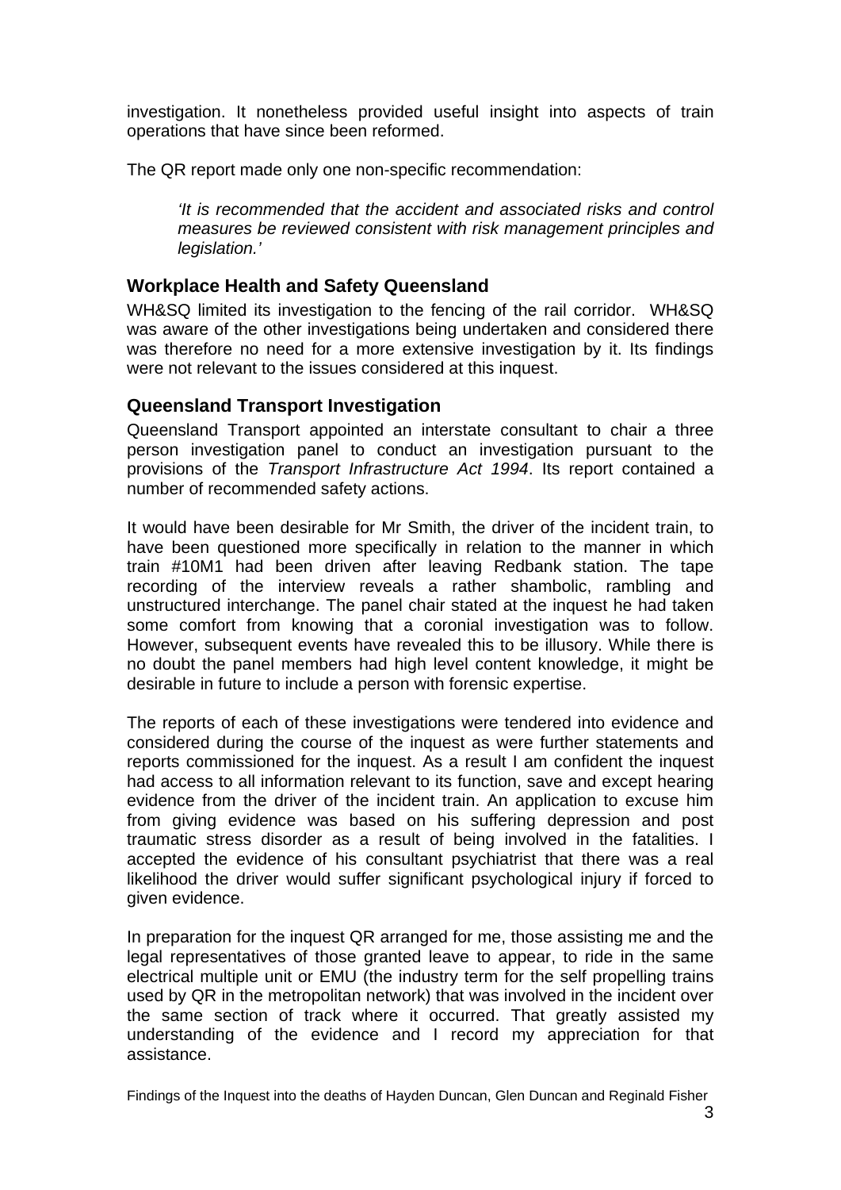investigation. It nonetheless provided useful insight into aspects of train operations that have since been reformed.

The QR report made only one non-specific recommendation:

> *'It is recommended that the accident and associated risks and control measures be reviewed consistent with risk management principles and legislation.'*

### Workplace Health and Safety Queensland

WH&SQ limited its investigation to the fencing of the rail corridor. WH&SQ was aware of the other investigations being undertaken and considered there was therefore no need for a more extensive investigation by it. Its findings were not relevant to the issues considered at this inquest.

### Queensland Transport Investigation

Queensland Transport appointed an interstate consultant to chair a three person investigation panel to conduct an investigation pursuant to the provisions of the *Transport Infrastructure Act 1994*. Its report contained a number of recommended safety actions.

It would have been desirable for Mr Smith, the driver of the incident train, to have been questioned more specifically in relation to the manner in which train #10M1 had been driven after leaving Redbank station. The tape recording of the interview reveals a rather shambolic, rambling and unstructured interchange. The panel chair stated at the inquest he had taken some comfort from knowing that a coronial investigation was to follow. However, subsequent events have revealed this to be illusory. While there is no doubt the panel members had high level content knowledge, it might be desirable in future to include a person with forensic expertise.

The reports of each of these investigations were tendered into evidence and considered during the course of the inquest as were further statements and reports commissioned for the inquest. As a result I am confident the inquest had access to all information relevant to its function, save and except hearing evidence from the driver of the incident train. An application to excuse him from giving evidence was based on his suffering depression and post traumatic stress disorder as a result of being involved in the fatalities. I accepted the evidence of his consultant psychiatrist that there was a real likelihood the driver would suffer significant psychological injury if forced to given evidence.

In preparation for the inquest QR arranged for me, those assisting me and the legal representatives of those granted leave to appear, to ride in the same electrical multiple unit or EMU (the industry term for the self propelling trains used by QR in the metropolitan network) that was involved in the incident over the same section of track where it occurred. That greatly assisted my understanding of the evidence and I record my appreciation for that assistance.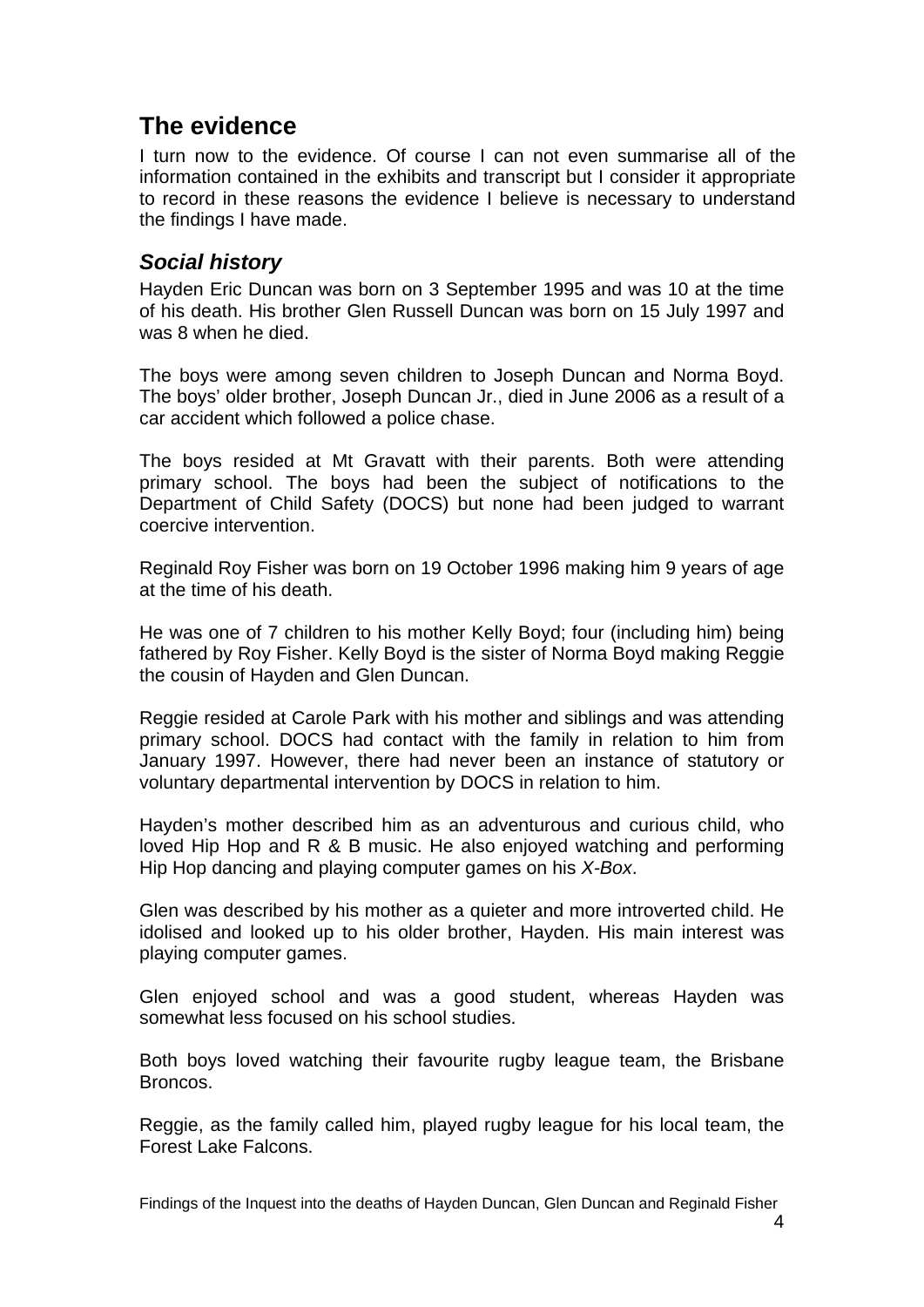## The evidence

I turn now to the evidence. Of course I can not even summarise all of the information contained in the exhibits and transcript but I consider it appropriate to record in these reasons the evidence I believe is necessary to understand the findings I have made.

### *Social history*

Hayden Eric Duncan was born on 3 September 1995 and was 10 at the time of his death. His brother Glen Russell Duncan was born on 15 July 1997 and was 8 when he died.

The boys were among seven children to Joseph Duncan and Norma Boyd. The boys' older brother, Joseph Duncan Jr., died in June 2006 as a result of a car accident which followed a police chase.

The boys resided at Mt Gravatt with their parents. Both were attending primary school. The boys had been the subject of notifications to the Department of Child Safety (DOCS) but none had been judged to warrant coercive intervention.

Reginald Roy Fisher was born on 19 October 1996 making him 9 years of age at the time of his death.

He was one of 7 children to his mother Kelly Boyd; four (including him) being fathered by Roy Fisher. Kelly Boyd is the sister of Norma Boyd making Reggie the cousin of Hayden and Glen Duncan.

Reggie resided at Carole Park with his mother and siblings and was attending primary school. DOCS had contact with the family in relation to him from January 1997. However, there had never been an instance of statutory or voluntary departmental intervention by DOCS in relation to him.

Hayden's mother described him as an adventurous and curious child, who loved Hip Hop and R & B music. He also enjoyed watching and performing Hip Hop dancing and playing computer games on his *X-Box*.

Glen was described by his mother as a quieter and more introverted child. He idolised and looked up to his older brother, Hayden. His main interest was playing computer games.

Glen enjoyed school and was a good student, whereas Hayden was somewhat less focused on his school studies.

Both boys loved watching their favourite rugby league team, the Brisbane Broncos.

Reggie, as the family called him, played rugby league for his local team, the Forest Lake Falcons.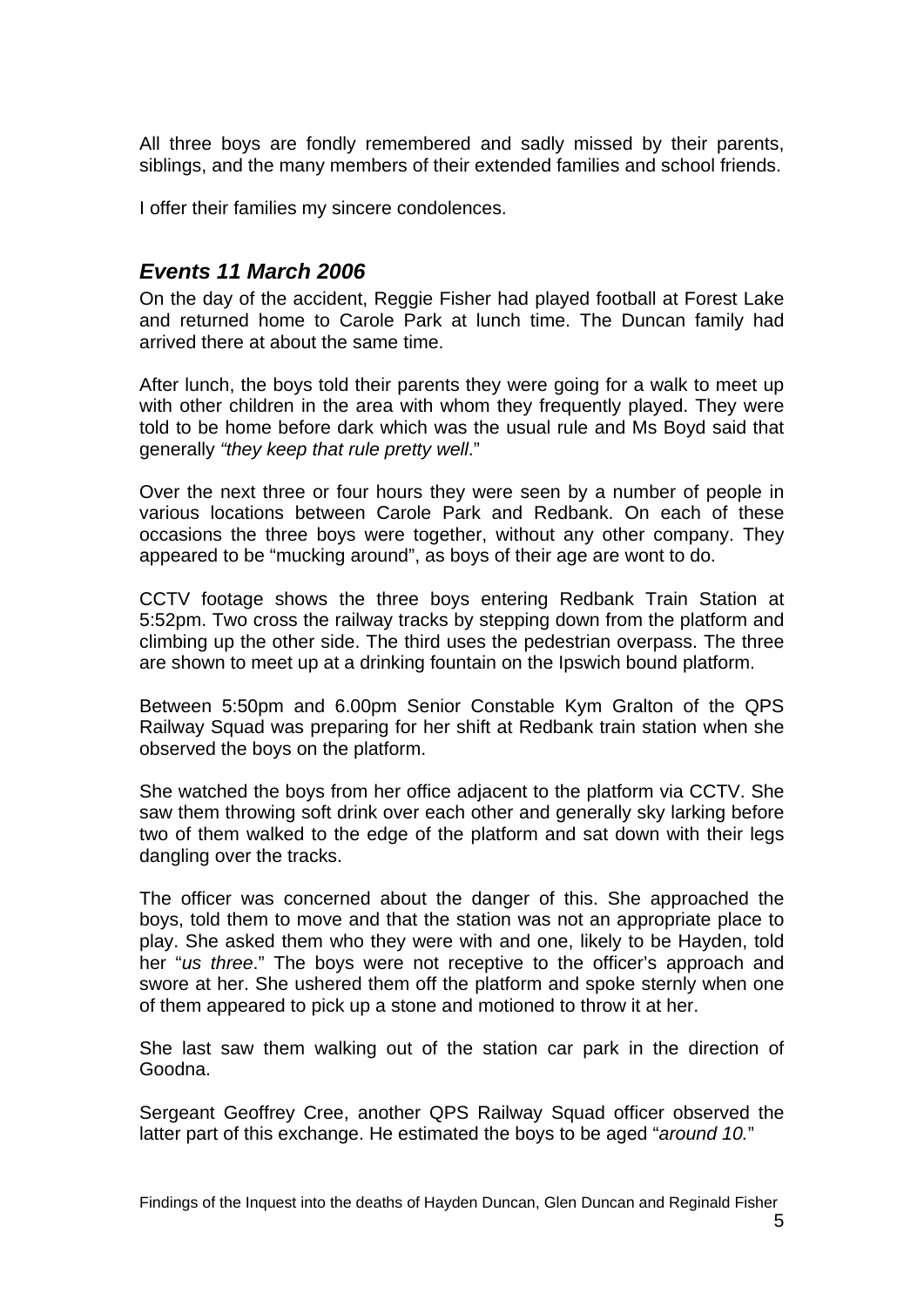All three boys are fondly remembered and sadly missed by their parents, siblings, and the many members of their extended families and school friends.

I offer their families my sincere condolences.

## *Events 11 March 2006*

On the day of the accident, Reggie Fisher had played football at Forest Lake and returned home to Carole Park at lunch time. The Duncan family had arrived there at about the same time.

After lunch, the boys told their parents they were going for a walk to meet up with other children in the area with whom they frequently played. They were told to be home before dark which was the usual rule and Ms Boyd said that generally *"they keep that rule pretty well*."

Over the next three or four hours they were seen by a number of people in various locations between Carole Park and Redbank. On each of these occasions the three boys were together, without any other company. They appeared to be "mucking around", as boys of their age are wont to do.

CCTV footage shows the three boys entering Redbank Train Station at 5:52pm. Two cross the railway tracks by stepping down from the platform and climbing up the other side. The third uses the pedestrian overpass. The three are shown to meet up at a drinking fountain on the Ipswich bound platform.

Between 5:50pm and 6.00pm Senior Constable Kym Gralton of the QPS Railway Squad was preparing for her shift at Redbank train station when she observed the boys on the platform.

She watched the boys from her office adjacent to the platform via CCTV. She saw them throwing soft drink over each other and generally sky larking before two of them walked to the edge of the platform and sat down with their legs dangling over the tracks.

The officer was concerned about the danger of this. She approached the boys, told them to move and that the station was not an appropriate place to play. She asked them who they were with and one, likely to be Hayden, told her "*us three*." The boys were not receptive to the officer's approach and swore at her. She ushered them off the platform and spoke sternly when one of them appeared to pick up a stone and motioned to throw it at her.

She last saw them walking out of the station car park in the direction of Goodna.

Sergeant Geoffrey Cree, another QPS Railway Squad officer observed the latter part of this exchange. He estimated the boys to be aged "*around 10.*"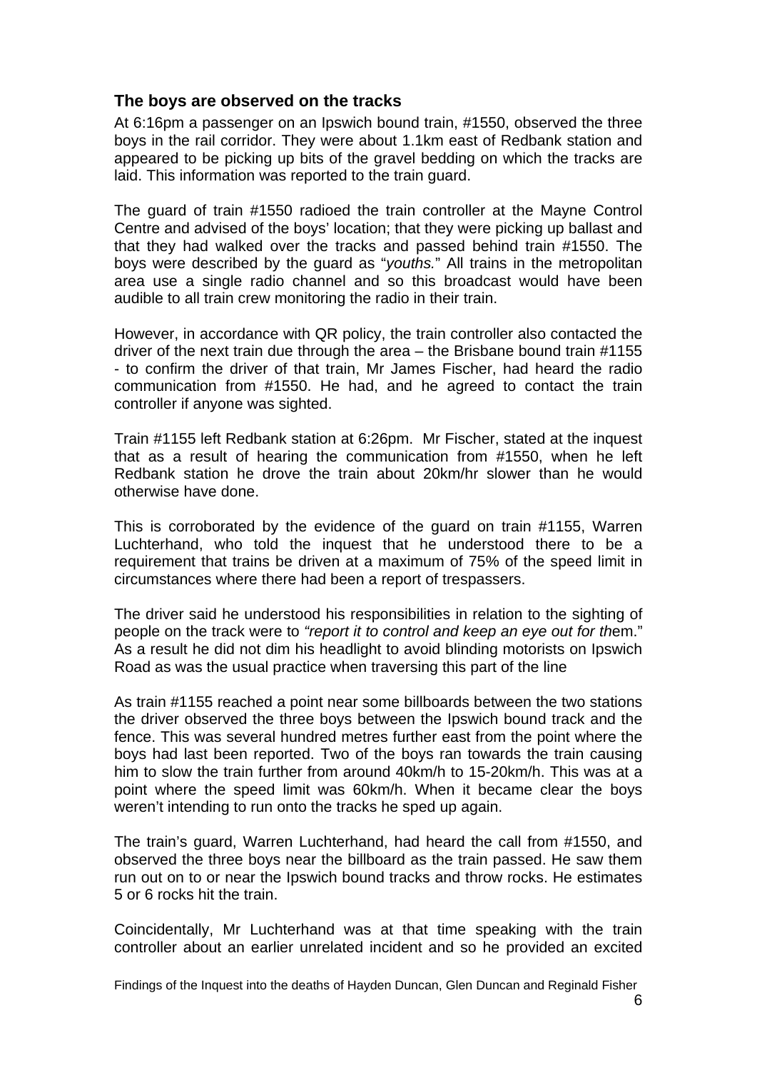## The boys are observed on the tracks

At 6:16pm a passenger on an Ipswich bound train, #1550, observed the three boys in the rail corridor. They were about 1.1km east of Redbank station and appeared to be picking up bits of the gravel bedding on which the tracks are laid. This information was reported to the train guard.

The guard of train #1550 radioed the train controller at the Mayne Control Centre and advised of the boys' location; that they were picking up ballast and that they had walked over the tracks and passed behind train #1550. The boys were described by the guard as "*youths.*" All trains in the metropolitan area use a single radio channel and so this broadcast would have been audible to all train crew monitoring the radio in their train.

However, in accordance with QR policy, the train controller also contacted the driver of the next train due through the area – the Brisbane bound train #1155 - to confirm the driver of that train, Mr James Fischer, had heard the radio communication from #1550. He had, and he agreed to contact the train controller if anyone was sighted.

Train #1155 left Redbank station at 6:26pm. Mr Fischer, stated at the inquest that as a result of hearing the communication from #1550, when he left Redbank station he drove the train about 20km/hr slower than he would otherwise have done.

This is corroborated by the evidence of the guard on train #1155, Warren Luchterhand, who told the inquest that he understood there to be a requirement that trains be driven at a maximum of 75% of the speed limit in circumstances where there had been a report of trespassers.

The driver said he understood his responsibilities in relation to the sighting of people on the track were to *"report it to control and keep an eye out for th*em." As a result he did not dim his headlight to avoid blinding motorists on Ipswich Road as was the usual practice when traversing this part of the line

As train #1155 reached a point near some billboards between the two stations the driver observed the three boys between the Ipswich bound track and the fence. This was several hundred metres further east from the point where the boys had last been reported. Two of the boys ran towards the train causing him to slow the train further from around 40km/h to 15-20km/h. This was at a point where the speed limit was 60km/h. When it became clear the boys weren't intending to run onto the tracks he sped up again.

The train's guard, Warren Luchterhand, had heard the call from #1550, and observed the three boys near the billboard as the train passed. He saw them run out on to or near the Ipswich bound tracks and throw rocks. He estimates 5 or 6 rocks hit the train.

Coincidentally, Mr Luchterhand was at that time speaking with the train controller about an earlier unrelated incident and so he provided an excited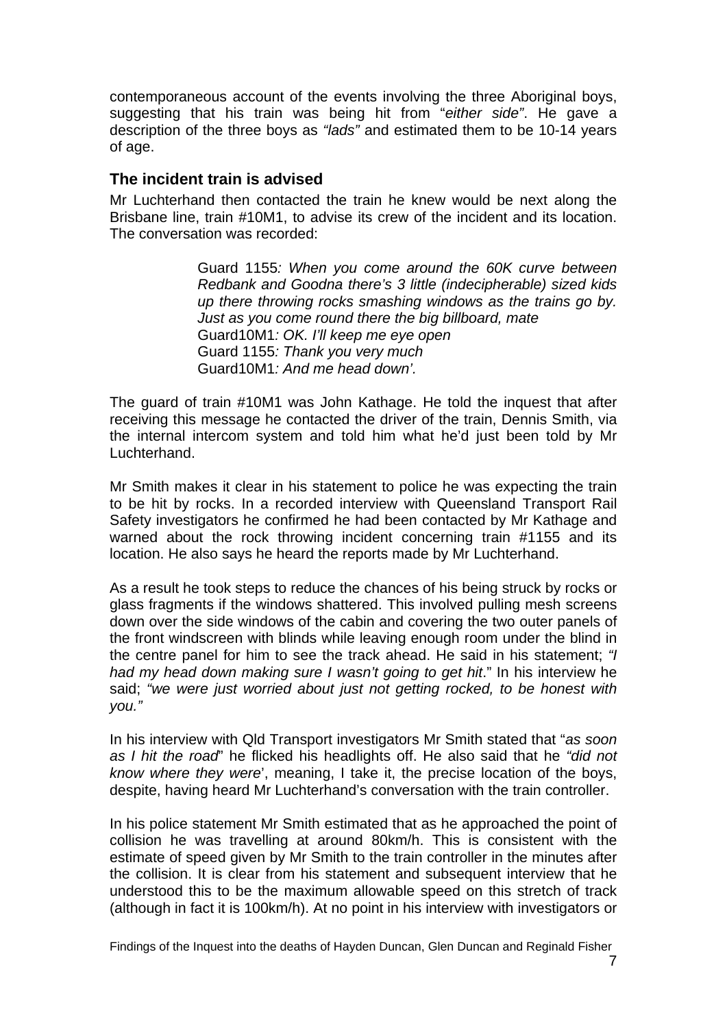contemporaneous account of the events involving the three Aboriginal boys, suggesting that his train was being hit from "*either side*". He gave a description of the three boys as *"lads"* and estimated them to be 10-14 years of age.

### The incident train is advised

Mr Luchterhand then contacted the train he knew would be next along the Brisbane line, train #10M1, to advise its crew of the incident and its location. The conversation was recorded:

> Guard 1155*: When you come around the 60K curve between Redbank and Goodna there's 3 little (indecipherable) sized kids up there throwing rocks smashing windows as the trains go by. Just as you come round there the big billboard, mate*
> Guard10M1*: OK. I'll keep me eye open*
> Guard 1155*: Thank you very much*
> Guard10M1*: And me head down'.*

The guard of train #10M1 was John Kathage. He told the inquest that after receiving this message he contacted the driver of the train, Dennis Smith, via the internal intercom system and told him what he'd just been told by Mr Luchterhand.

Mr Smith makes it clear in his statement to police he was expecting the train to be hit by rocks. In a recorded interview with Queensland Transport Rail Safety investigators he confirmed he had been contacted by Mr Kathage and warned about the rock throwing incident concerning train #1155 and its location. He also says he heard the reports made by Mr Luchterhand.

As a result he took steps to reduce the chances of his being struck by rocks or glass fragments if the windows shattered. This involved pulling mesh screens down over the side windows of the cabin and covering the two outer panels of the front windscreen with blinds while leaving enough room under the blind in the centre panel for him to see the track ahead. He said in his statement; *"I had my head down making sure I wasn't going to get hit*." In his interview he said; *"we were just worried about just not getting rocked, to be honest with you."*

In his interview with Qld Transport investigators Mr Smith stated that "*as soon as I hit the road*" he flicked his headlights off. He also said that he *"did not know where they were*', meaning, I take it, the precise location of the boys, despite, having heard Mr Luchterhand's conversation with the train controller.

In his police statement Mr Smith estimated that as he approached the point of collision he was travelling at around 80km/h. This is consistent with the estimate of speed given by Mr Smith to the train controller in the minutes after the collision. It is clear from his statement and subsequent interview that he understood this to be the maximum allowable speed on this stretch of track (although in fact it is 100km/h). At no point in his interview with investigators or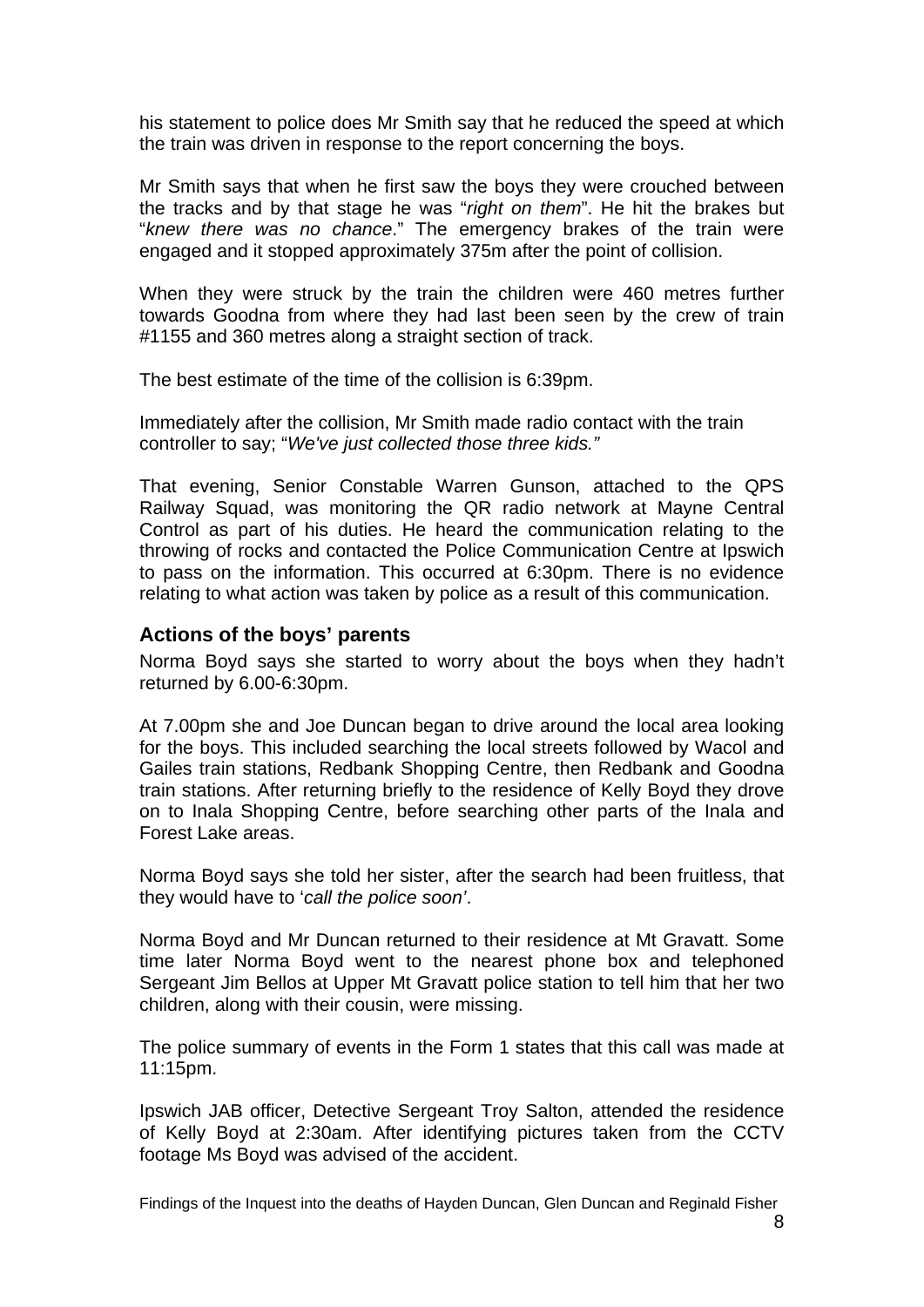his statement to police does Mr Smith say that he reduced the speed at which the train was driven in response to the report concerning the boys.

Mr Smith says that when he first saw the boys they were crouched between the tracks and by that stage he was "*right on them*". He hit the brakes but "*knew there was no chance*." The emergency brakes of the train were engaged and it stopped approximately 375m after the point of collision.

When they were struck by the train the children were 460 metres further towards Goodna from where they had last been seen by the crew of train #1155 and 360 metres along a straight section of track.

The best estimate of the time of the collision is 6:39pm.

Immediately after the collision, Mr Smith made radio contact with the train controller to say; "*We've just collected those three kids."*

That evening, Senior Constable Warren Gunson, attached to the QPS Railway Squad, was monitoring the QR radio network at Mayne Central Control as part of his duties. He heard the communication relating to the throwing of rocks and contacted the Police Communication Centre at Ipswich to pass on the information. This occurred at 6:30pm. There is no evidence relating to what action was taken by police as a result of this communication.

### Actions of the boys' parents

Norma Boyd says she started to worry about the boys when they hadn't returned by 6.00-6:30pm.

At 7.00pm she and Joe Duncan began to drive around the local area looking for the boys. This included searching the local streets followed by Wacol and Gailes train stations, Redbank Shopping Centre, then Redbank and Goodna train stations. After returning briefly to the residence of Kelly Boyd they drove on to Inala Shopping Centre, before searching other parts of the Inala and Forest Lake areas.

Norma Boyd says she told her sister, after the search had been fruitless, that they would have to '*call the police soon'*.

Norma Boyd and Mr Duncan returned to their residence at Mt Gravatt. Some time later Norma Boyd went to the nearest phone box and telephoned Sergeant Jim Bellos at Upper Mt Gravatt police station to tell him that her two children, along with their cousin, were missing.

The police summary of events in the Form 1 states that this call was made at 11:15pm.

Ipswich JAB officer, Detective Sergeant Troy Salton, attended the residence of Kelly Boyd at 2:30am. After identifying pictures taken from the CCTV footage Ms Boyd was advised of the accident.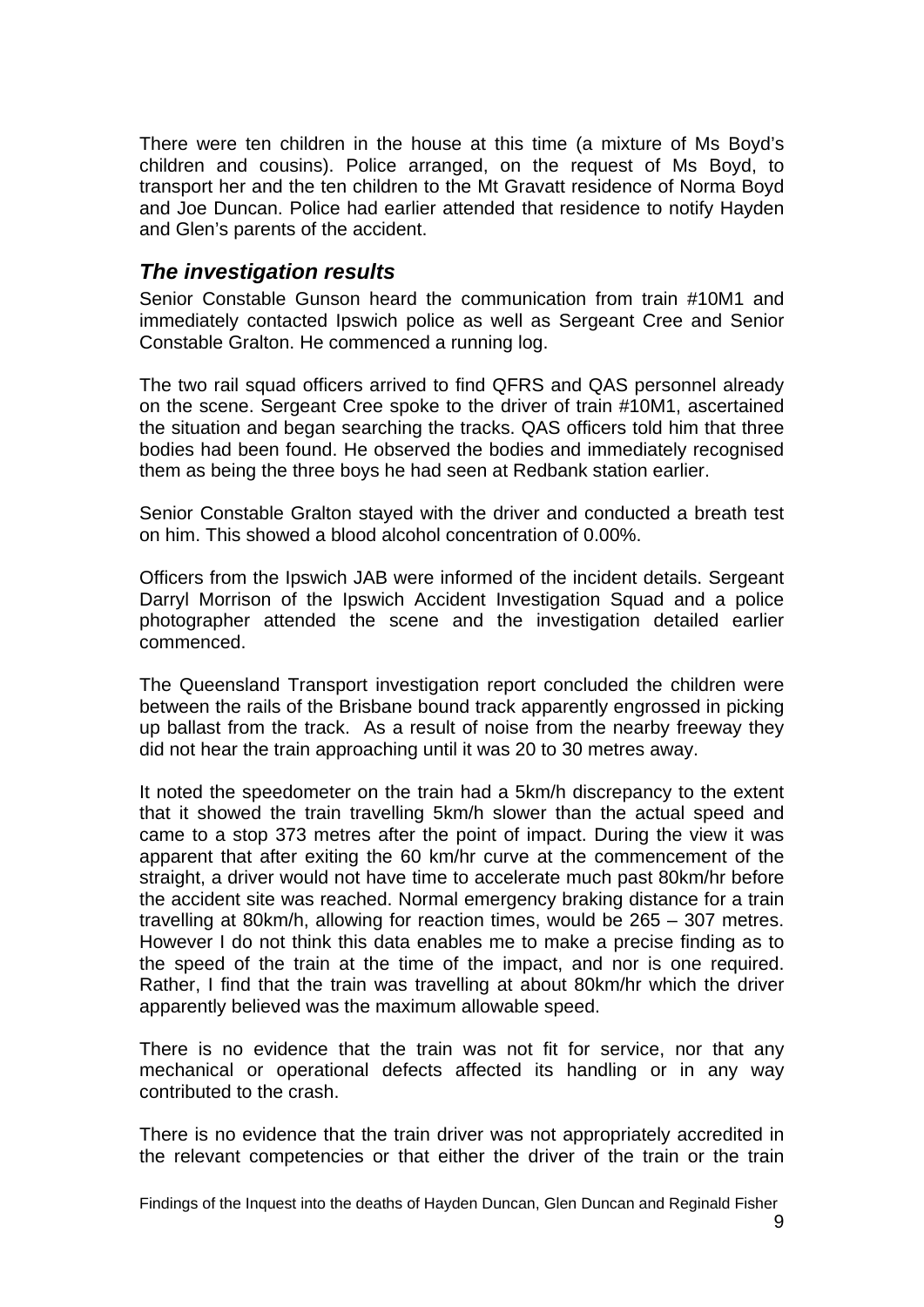There were ten children in the house at this time (a mixture of Ms Boyd's children and cousins). Police arranged, on the request of Ms Boyd, to transport her and the ten children to the Mt Gravatt residence of Norma Boyd and Joe Duncan. Police had earlier attended that residence to notify Hayden and Glen's parents of the accident.

## *The investigation results*

Senior Constable Gunson heard the communication from train #10M1 and immediately contacted Ipswich police as well as Sergeant Cree and Senior Constable Gralton. He commenced a running log.

The two rail squad officers arrived to find QFRS and QAS personnel already on the scene. Sergeant Cree spoke to the driver of train #10M1, ascertained the situation and began searching the tracks. QAS officers told him that three bodies had been found. He observed the bodies and immediately recognised them as being the three boys he had seen at Redbank station earlier.

Senior Constable Gralton stayed with the driver and conducted a breath test on him. This showed a blood alcohol concentration of 0.00%.

Officers from the Ipswich JAB were informed of the incident details. Sergeant Darryl Morrison of the Ipswich Accident Investigation Squad and a police photographer attended the scene and the investigation detailed earlier commenced.

The Queensland Transport investigation report concluded the children were between the rails of the Brisbane bound track apparently engrossed in picking up ballast from the track. As a result of noise from the nearby freeway they did not hear the train approaching until it was 20 to 30 metres away.

It noted the speedometer on the train had a 5km/h discrepancy to the extent that it showed the train travelling 5km/h slower than the actual speed and came to a stop 373 metres after the point of impact. During the view it was apparent that after exiting the 60 km/hr curve at the commencement of the straight, a driver would not have time to accelerate much past 80km/hr before the accident site was reached. Normal emergency braking distance for a train travelling at 80km/h, allowing for reaction times, would be 265 – 307 metres. However I do not think this data enables me to make a precise finding as to the speed of the train at the time of the impact, and nor is one required. Rather, I find that the train was travelling at about 80km/hr which the driver apparently believed was the maximum allowable speed.

There is no evidence that the train was not fit for service, nor that any mechanical or operational defects affected its handling or in any way contributed to the crash.

There is no evidence that the train driver was not appropriately accredited in the relevant competencies or that either the driver of the train or the train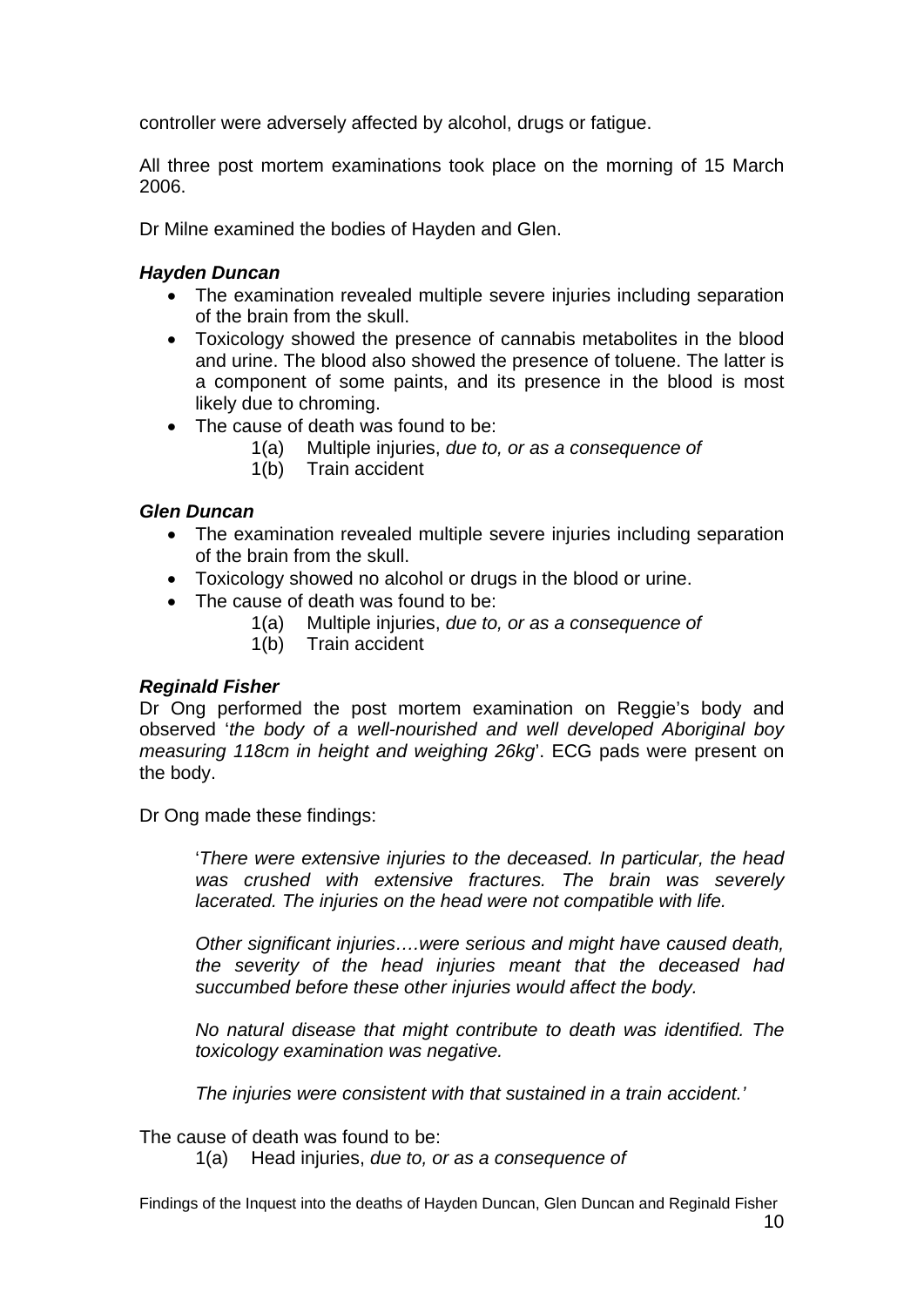controller were adversely affected by alcohol, drugs or fatigue.

All three post mortem examinations took place on the morning of 15 March 2006.

Dr Milne examined the bodies of Hayden and Glen.

### *Hayden Duncan*

- The examination revealed multiple severe injuries including separation of the brain from the skull.
- Toxicology showed the presence of cannabis metabolites in the blood and urine. The blood also showed the presence of toluene. The latter is a component of some paints, and its presence in the blood is most likely due to chroming.
- The cause of death was found to be:
  - 1(a) Multiple injuries, *due to, or as a consequence of*
  - 1(b) Train accident

### *Glen Duncan*

- The examination revealed multiple severe injuries including separation of the brain from the skull.
- Toxicology showed no alcohol or drugs in the blood or urine.
- The cause of death was found to be:
  - 1(a) Multiple injuries, *due to, or as a consequence of*
  - 1(b) Train accident

### *Reginald Fisher*

Dr Ong performed the post mortem examination on Reggie's body and observed '*the body of a well-nourished and well developed Aboriginal boy measuring 118cm in height and weighing 26kg*'. ECG pads were present on the body.

Dr Ong made these findings:

> '*There were extensive injuries to the deceased. In particular, the head was crushed with extensive fractures. The brain was severely lacerated. The injuries on the head were not compatible with life.*
>
> *Other significant injuries….were serious and might have caused death, the severity of the head injuries meant that the deceased had succumbed before these other injuries would affect the body.*
>
> *No natural disease that might contribute to death was identified. The toxicology examination was negative.*
>
> *The injuries were consistent with that sustained in a train accident.*'

The cause of death was found to be:

- 1(a) Head injuries, *due to, or as a consequence of*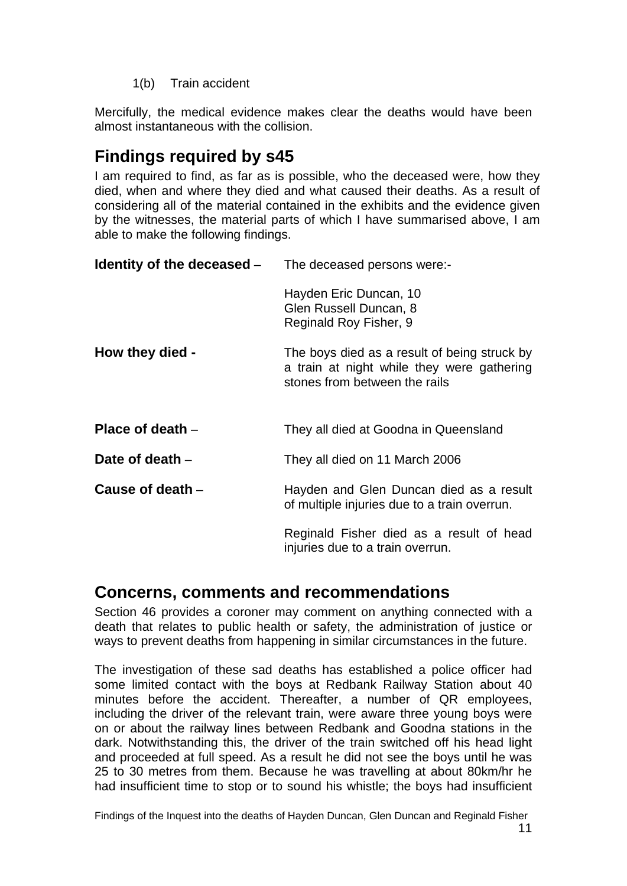1(b) Train accident

Mercifully, the medical evidence makes clear the deaths would have been almost instantaneous with the collision.

## Findings required by s45

I am required to find, as far as is possible, who the deceased were, how they died, when and where they died and what caused their deaths. As a result of considering all of the material contained in the exhibits and the evidence given by the witnesses, the material parts of which I have summarised above, I am able to make the following findings.

**Identity of the deceased** – The deceased persons were:-

Hayden Eric Duncan, 10
Glen Russell Duncan, 8
Reginald Roy Fisher, 9

**How they died -** The boys died as a result of being struck by a train at night while they were gathering stones from between the rails

**Place of death** – They all died at Goodna in Queensland

**Date of death** – They all died on 11 March 2006

**Cause of death** – Hayden and Glen Duncan died as a result of multiple injuries due to a train overrun.

Reginald Fisher died as a result of head injuries due to a train overrun.

## Concerns, comments and recommendations

Section 46 provides a coroner may comment on anything connected with a death that relates to public health or safety, the administration of justice or ways to prevent deaths from happening in similar circumstances in the future.

The investigation of these sad deaths has established a police officer had some limited contact with the boys at Redbank Railway Station about 40 minutes before the accident. Thereafter, a number of QR employees, including the driver of the relevant train, were aware three young boys were on or about the railway lines between Redbank and Goodna stations in the dark. Notwithstanding this, the driver of the train switched off his head light and proceeded at full speed. As a result he did not see the boys until he was 25 to 30 metres from them. Because he was travelling at about 80km/hr he had insufficient time to stop or to sound his whistle; the boys had insufficient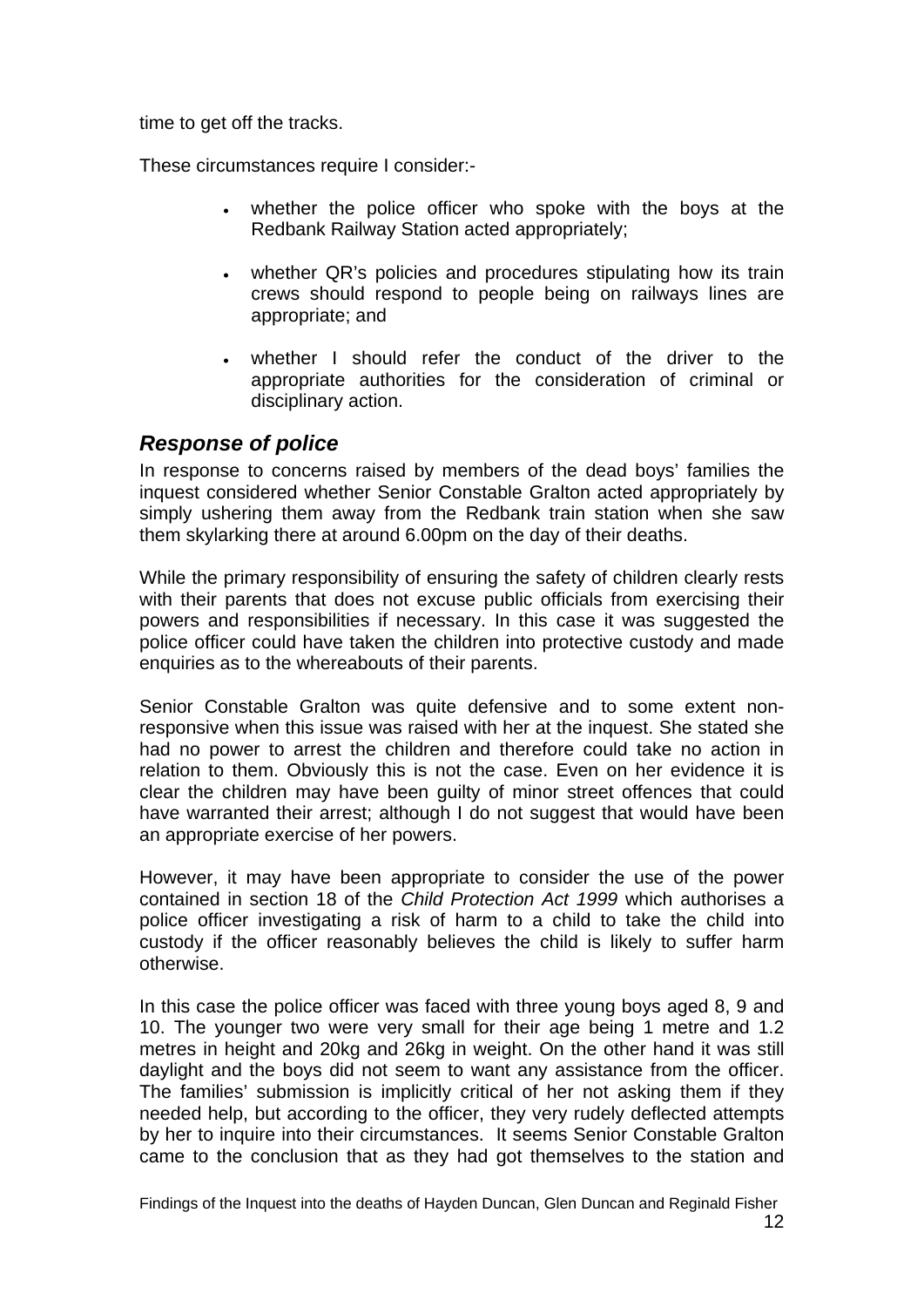time to get off the tracks.

These circumstances require I consider:-

- whether the police officer who spoke with the boys at the Redbank Railway Station acted appropriately;
- whether QR's policies and procedures stipulating how its train crews should respond to people being on railways lines are appropriate; and
- whether I should refer the conduct of the driver to the appropriate authorities for the consideration of criminal or disciplinary action.

### *Response of police*

In response to concerns raised by members of the dead boys' families the inquest considered whether Senior Constable Gralton acted appropriately by simply ushering them away from the Redbank train station when she saw them skylarking there at around 6.00pm on the day of their deaths.

While the primary responsibility of ensuring the safety of children clearly rests with their parents that does not excuse public officials from exercising their powers and responsibilities if necessary. In this case it was suggested the police officer could have taken the children into protective custody and made enquiries as to the whereabouts of their parents.

Senior Constable Gralton was quite defensive and to some extent non-responsive when this issue was raised with her at the inquest. She stated she had no power to arrest the children and therefore could take no action in relation to them. Obviously this is not the case. Even on her evidence it is clear the children may have been guilty of minor street offences that could have warranted their arrest; although I do not suggest that would have been an appropriate exercise of her powers.

However, it may have been appropriate to consider the use of the power contained in section 18 of the *Child Protection Act 1999* which authorises a police officer investigating a risk of harm to a child to take the child into custody if the officer reasonably believes the child is likely to suffer harm otherwise.

In this case the police officer was faced with three young boys aged 8, 9 and 10. The younger two were very small for their age being 1 metre and 1.2 metres in height and 20kg and 26kg in weight. On the other hand it was still daylight and the boys did not seem to want any assistance from the officer. The families' submission is implicitly critical of her not asking them if they needed help, but according to the officer, they very rudely deflected attempts by her to inquire into their circumstances. It seems Senior Constable Gralton came to the conclusion that as they had got themselves to the station and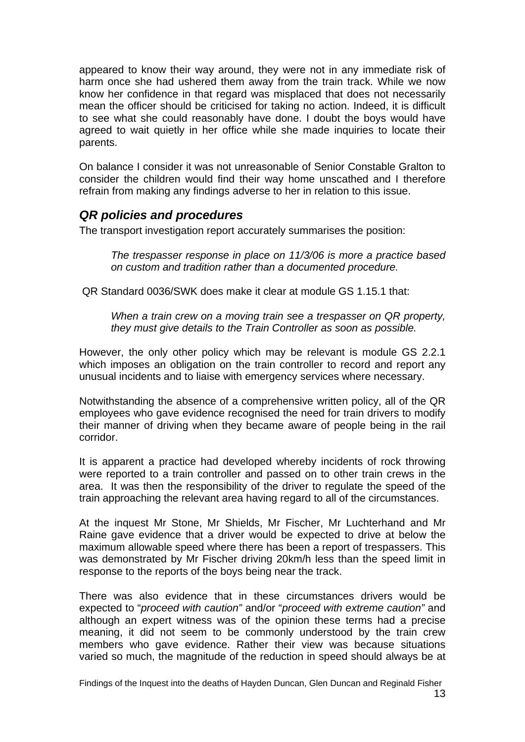appeared to know their way around, they were not in any immediate risk of harm once she had ushered them away from the train track. While we now know her confidence in that regard was misplaced that does not necessarily mean the officer should be criticised for taking no action. Indeed, it is difficult to see what she could reasonably have done. I doubt the boys would have agreed to wait quietly in her office while she made inquiries to locate their parents.

On balance I consider it was not unreasonable of Senior Constable Gralton to consider the children would find their way home unscathed and I therefore refrain from making any findings adverse to her in relation to this issue.

## *QR policies and procedures*

The transport investigation report accurately summarises the position:

> *The trespasser response in place on 11/3/06 is more a practice based on custom and tradition rather than a documented procedure.*

QR Standard 0036/SWK does make it clear at module GS 1.15.1 that:

> *When a train crew on a moving train see a trespasser on QR property, they must give details to the Train Controller as soon as possible.*

However, the only other policy which may be relevant is module GS 2.2.1 which imposes an obligation on the train controller to record and report any unusual incidents and to liaise with emergency services where necessary.

Notwithstanding the absence of a comprehensive written policy, all of the QR employees who gave evidence recognised the need for train drivers to modify their manner of driving when they became aware of people being in the rail corridor.

It is apparent a practice had developed whereby incidents of rock throwing were reported to a train controller and passed on to other train crews in the area. It was then the responsibility of the driver to regulate the speed of the train approaching the relevant area having regard to all of the circumstances.

At the inquest Mr Stone, Mr Shields, Mr Fischer, Mr Luchterhand and Mr Raine gave evidence that a driver would be expected to drive at below the maximum allowable speed where there has been a report of trespassers. This was demonstrated by Mr Fischer driving 20km/h less than the speed limit in response to the reports of the boys being near the track.

There was also evidence that in these circumstances drivers would be expected to "*proceed with caution"* and/or "*proceed with extreme caution"* and although an expert witness was of the opinion these terms had a precise meaning, it did not seem to be commonly understood by the train crew members who gave evidence. Rather their view was because situations varied so much, the magnitude of the reduction in speed should always be at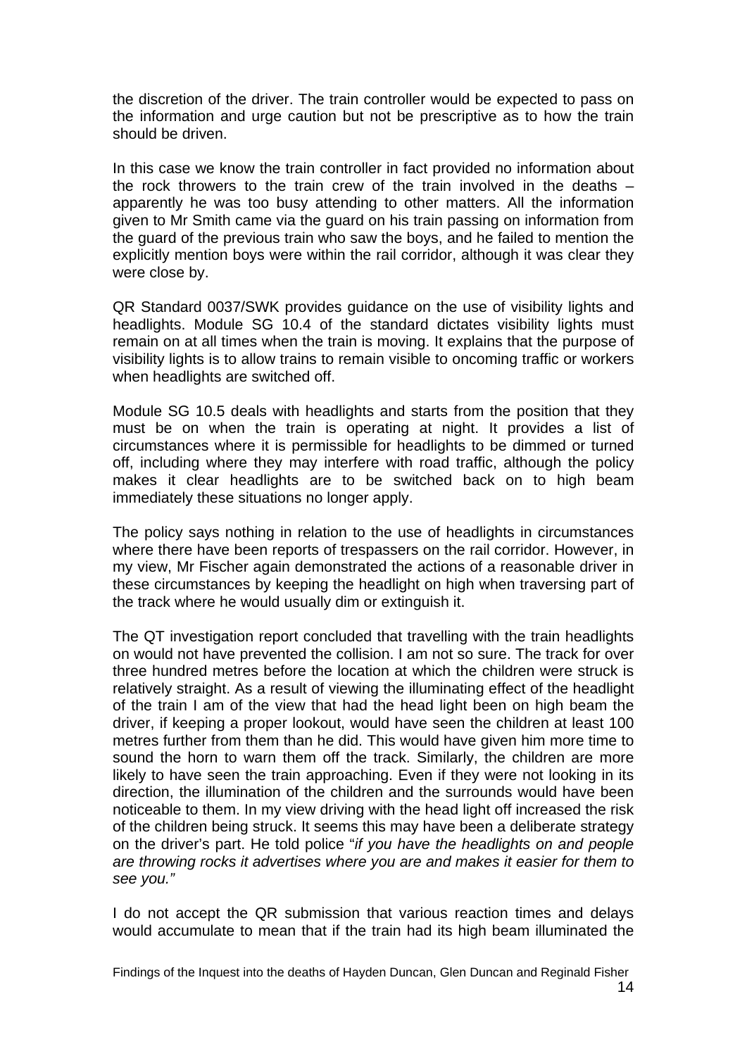the discretion of the driver. The train controller would be expected to pass on the information and urge caution but not be prescriptive as to how the train should be driven.

In this case we know the train controller in fact provided no information about the rock throwers to the train crew of the train involved in the deaths – apparently he was too busy attending to other matters. All the information given to Mr Smith came via the guard on his train passing on information from the guard of the previous train who saw the boys, and he failed to mention the explicitly mention boys were within the rail corridor, although it was clear they were close by.

QR Standard 0037/SWK provides guidance on the use of visibility lights and headlights. Module SG 10.4 of the standard dictates visibility lights must remain on at all times when the train is moving. It explains that the purpose of visibility lights is to allow trains to remain visible to oncoming traffic or workers when headlights are switched off.

Module SG 10.5 deals with headlights and starts from the position that they must be on when the train is operating at night. It provides a list of circumstances where it is permissible for headlights to be dimmed or turned off, including where they may interfere with road traffic, although the policy makes it clear headlights are to be switched back on to high beam immediately these situations no longer apply.

The policy says nothing in relation to the use of headlights in circumstances where there have been reports of trespassers on the rail corridor. However, in my view, Mr Fischer again demonstrated the actions of a reasonable driver in these circumstances by keeping the headlight on high when traversing part of the track where he would usually dim or extinguish it.

The QT investigation report concluded that travelling with the train headlights on would not have prevented the collision. I am not so sure. The track for over three hundred metres before the location at which the children were struck is relatively straight. As a result of viewing the illuminating effect of the headlight of the train I am of the view that had the head light been on high beam the driver, if keeping a proper lookout, would have seen the children at least 100 metres further from them than he did. This would have given him more time to sound the horn to warn them off the track. Similarly, the children are more likely to have seen the train approaching. Even if they were not looking in its direction, the illumination of the children and the surrounds would have been noticeable to them. In my view driving with the head light off increased the risk of the children being struck. It seems this may have been a deliberate strategy on the driver's part. He told police "*if you have the headlights on and people are throwing rocks it advertises where you are and makes it easier for them to see you.*"

I do not accept the QR submission that various reaction times and delays would accumulate to mean that if the train had its high beam illuminated the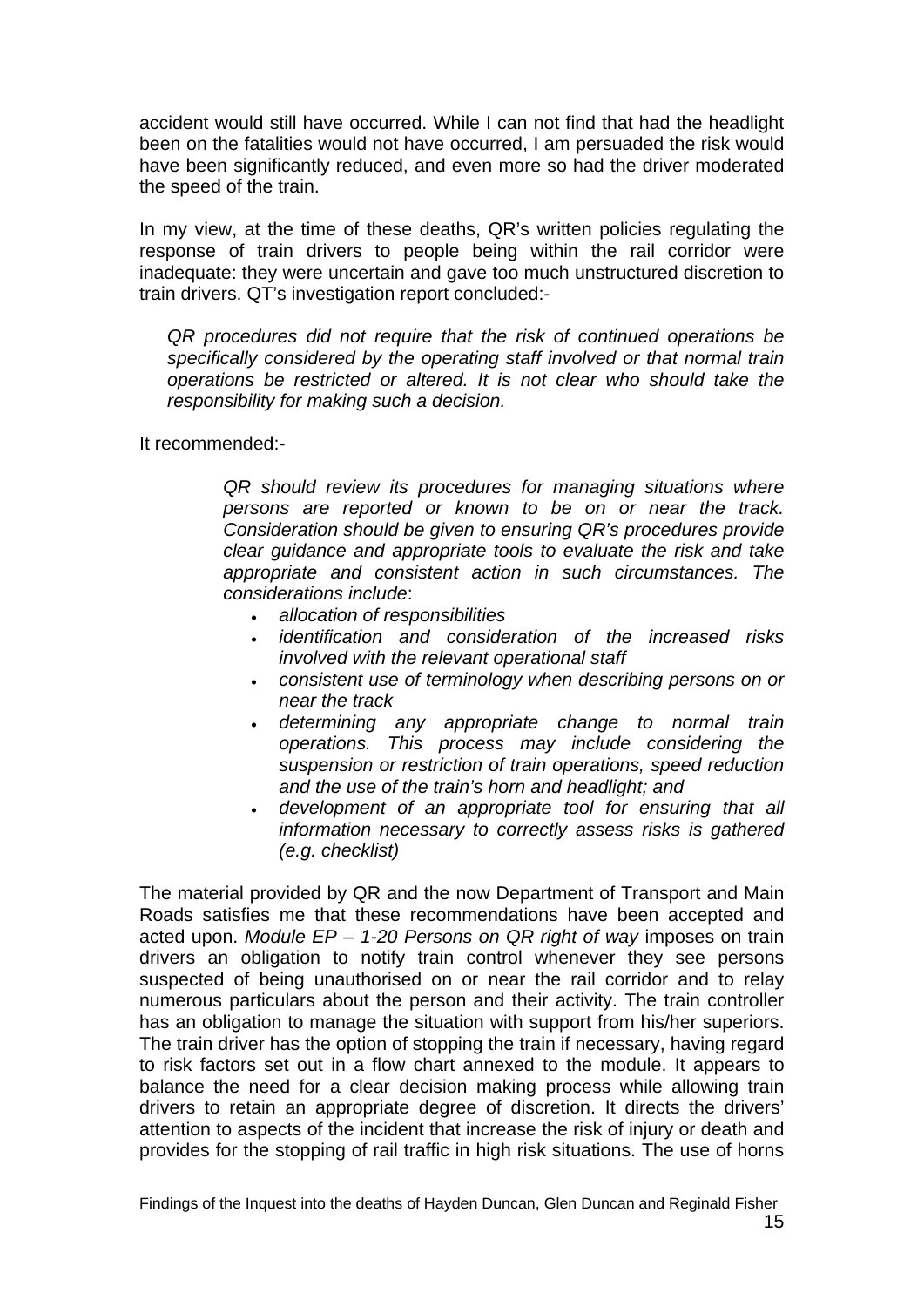accident would still have occurred. While I can not find that had the headlight been on the fatalities would not have occurred, I am persuaded the risk would have been significantly reduced, and even more so had the driver moderated the speed of the train.

In my view, at the time of these deaths, QR's written policies regulating the response of train drivers to people being within the rail corridor were inadequate: they were uncertain and gave too much unstructured discretion to train drivers. QT's investigation report concluded:-

> *QR procedures did not require that the risk of continued operations be specifically considered by the operating staff involved or that normal train operations be restricted or altered. It is not clear who should take the responsibility for making such a decision.*

It recommended:-

> *QR should review its procedures for managing situations where persons are reported or known to be on or near the track. Consideration should be given to ensuring QR's procedures provide clear guidance and appropriate tools to evaluate the risk and take appropriate and consistent action in such circumstances. The considerations include*:
>
> - *allocation of responsibilities*
> - *identification and consideration of the increased risks involved with the relevant operational staff*
> - *consistent use of terminology when describing persons on or near the track*
> - *determining any appropriate change to normal train operations. This process may include considering the suspension or restriction of train operations, speed reduction and the use of the train's horn and headlight; and*
> - *development of an appropriate tool for ensuring that all information necessary to correctly assess risks is gathered (e.g. checklist)*

The material provided by QR and the now Department of Transport and Main Roads satisfies me that these recommendations have been accepted and acted upon. *Module EP – 1-20 Persons on QR right of way* imposes on train drivers an obligation to notify train control whenever they see persons suspected of being unauthorised on or near the rail corridor and to relay numerous particulars about the person and their activity. The train controller has an obligation to manage the situation with support from his/her superiors. The train driver has the option of stopping the train if necessary, having regard to risk factors set out in a flow chart annexed to the module. It appears to balance the need for a clear decision making process while allowing train drivers to retain an appropriate degree of discretion. It directs the drivers' attention to aspects of the incident that increase the risk of injury or death and provides for the stopping of rail traffic in high risk situations. The use of horns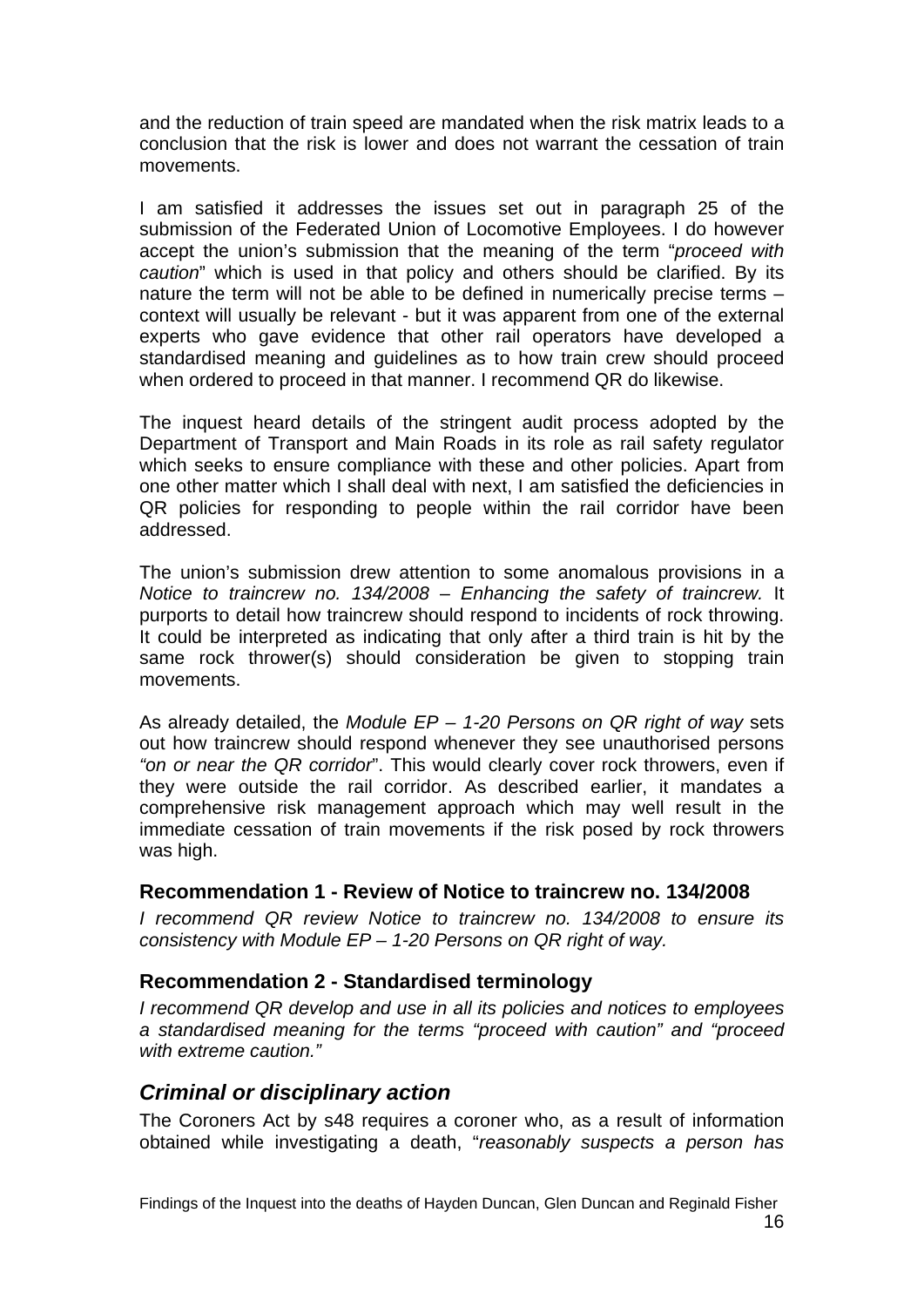and the reduction of train speed are mandated when the risk matrix leads to a conclusion that the risk is lower and does not warrant the cessation of train movements.

I am satisfied it addresses the issues set out in paragraph 25 of the submission of the Federated Union of Locomotive Employees. I do however accept the union's submission that the meaning of the term "*proceed with caution*" which is used in that policy and others should be clarified. By its nature the term will not be able to be defined in numerically precise terms – context will usually be relevant - but it was apparent from one of the external experts who gave evidence that other rail operators have developed a standardised meaning and guidelines as to how train crew should proceed when ordered to proceed in that manner. I recommend QR do likewise.

The inquest heard details of the stringent audit process adopted by the Department of Transport and Main Roads in its role as rail safety regulator which seeks to ensure compliance with these and other policies. Apart from one other matter which I shall deal with next, I am satisfied the deficiencies in QR policies for responding to people within the rail corridor have been addressed.

The union's submission drew attention to some anomalous provisions in a *Notice to traincrew no. 134/2008 – Enhancing the safety of traincrew.* It purports to detail how traincrew should respond to incidents of rock throwing. It could be interpreted as indicating that only after a third train is hit by the same rock thrower(s) should consideration be given to stopping train movements.

As already detailed, the *Module EP – 1-20 Persons on QR right of way* sets out how traincrew should respond whenever they see unauthorised persons *"on or near the QR corridor*". This would clearly cover rock throwers, even if they were outside the rail corridor. As described earlier, it mandates a comprehensive risk management approach which may well result in the immediate cessation of train movements if the risk posed by rock throwers was high.

### Recommendation 1 - Review of Notice to traincrew no. 134/2008

*I recommend QR review Notice to traincrew no. 134/2008 to ensure its consistency with Module EP – 1-20 Persons on QR right of way.*

### Recommendation 2 - Standardised terminology

*I recommend QR develop and use in all its policies and notices to employees a standardised meaning for the terms "proceed with caution" and "proceed with extreme caution."*

## *Criminal or disciplinary action*

The Coroners Act by s48 requires a coroner who, as a result of information obtained while investigating a death, "*reasonably suspects a person has*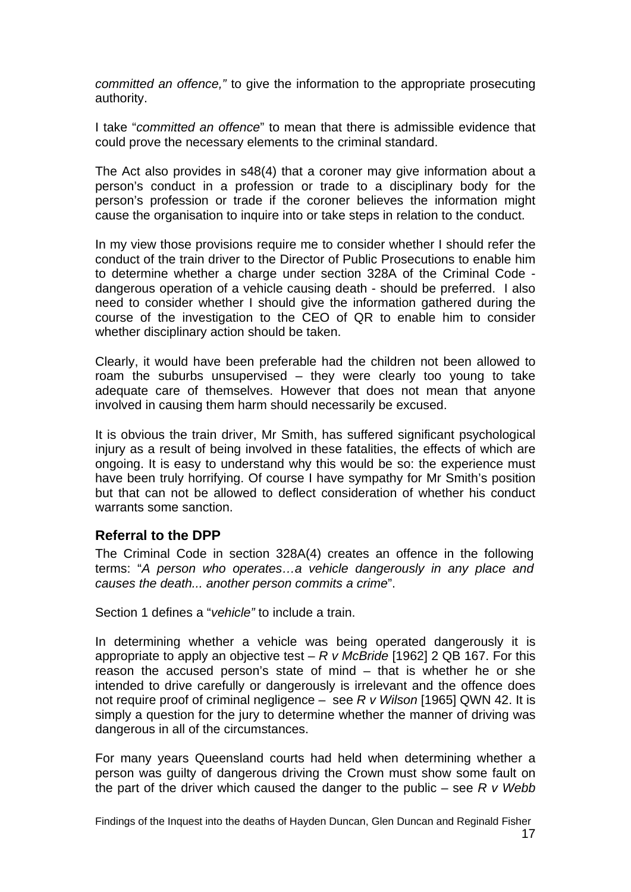*committed an offence,"* to give the information to the appropriate prosecuting authority.

I take "*committed an offence*" to mean that there is admissible evidence that could prove the necessary elements to the criminal standard.

The Act also provides in s48(4) that a coroner may give information about a person's conduct in a profession or trade to a disciplinary body for the person's profession or trade if the coroner believes the information might cause the organisation to inquire into or take steps in relation to the conduct.

In my view those provisions require me to consider whether I should refer the conduct of the train driver to the Director of Public Prosecutions to enable him to determine whether a charge under section 328A of the Criminal Code - dangerous operation of a vehicle causing death - should be preferred. I also need to consider whether I should give the information gathered during the course of the investigation to the CEO of QR to enable him to consider whether disciplinary action should be taken.

Clearly, it would have been preferable had the children not been allowed to roam the suburbs unsupervised – they were clearly too young to take adequate care of themselves. However that does not mean that anyone involved in causing them harm should necessarily be excused.

It is obvious the train driver, Mr Smith, has suffered significant psychological injury as a result of being involved in these fatalities, the effects of which are ongoing. It is easy to understand why this would be so: the experience must have been truly horrifying. Of course I have sympathy for Mr Smith's position but that can not be allowed to deflect consideration of whether his conduct warrants some sanction.

## Referral to the DPP

The Criminal Code in section 328A(4) creates an offence in the following terms: "*A person who operates…a vehicle dangerously in any place and causes the death... another person commits a crime*".

Section 1 defines a "*vehicle"* to include a train.

In determining whether a vehicle was being operated dangerously it is appropriate to apply an objective test – *R v McBride* [1962] 2 QB 167. For this reason the accused person's state of mind – that is whether he or she intended to drive carefully or dangerously is irrelevant and the offence does not require proof of criminal negligence – see *R v Wilson* [1965] QWN 42. It is simply a question for the jury to determine whether the manner of driving was dangerous in all of the circumstances.

For many years Queensland courts had held when determining whether a person was guilty of dangerous driving the Crown must show some fault on the part of the driver which caused the danger to the public – see *R v Webb*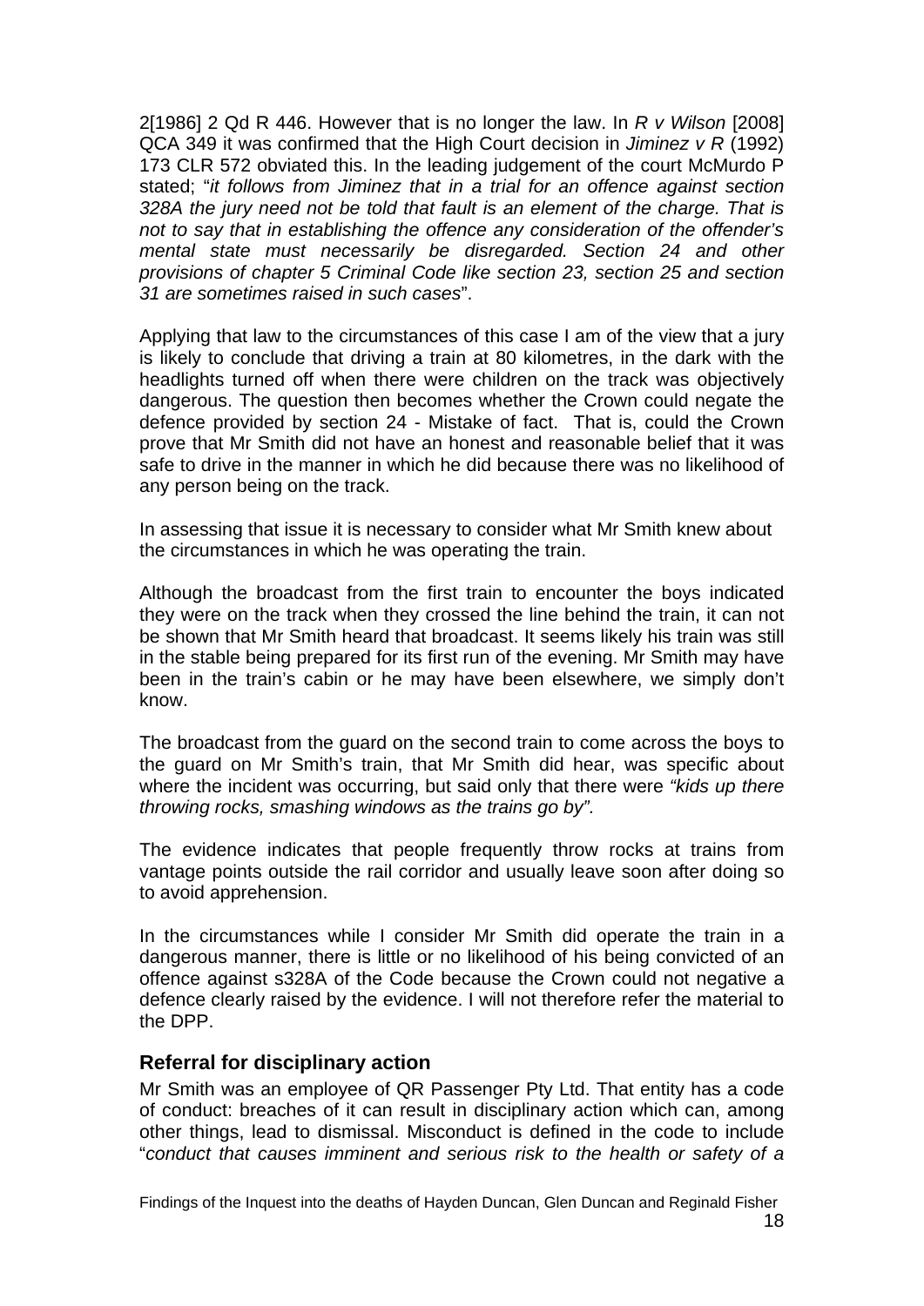2[1986] 2 Qd R 446. However that is no longer the law. In *R v Wilson* [2008] QCA 349 it was confirmed that the High Court decision in *Jiminez v R* (1992) 173 CLR 572 obviated this. In the leading judgement of the court McMurdo P stated; "*it follows from Jiminez that in a trial for an offence against section 328A the jury need not be told that fault is an element of the charge. That is not to say that in establishing the offence any consideration of the offender's mental state must necessarily be disregarded. Section 24 and other provisions of chapter 5 Criminal Code like section 23, section 25 and section 31 are sometimes raised in such cases*".

Applying that law to the circumstances of this case I am of the view that a jury is likely to conclude that driving a train at 80 kilometres, in the dark with the headlights turned off when there were children on the track was objectively dangerous. The question then becomes whether the Crown could negate the defence provided by section 24 - Mistake of fact. That is, could the Crown prove that Mr Smith did not have an honest and reasonable belief that it was safe to drive in the manner in which he did because there was no likelihood of any person being on the track.

In assessing that issue it is necessary to consider what Mr Smith knew about the circumstances in which he was operating the train.

Although the broadcast from the first train to encounter the boys indicated they were on the track when they crossed the line behind the train, it can not be shown that Mr Smith heard that broadcast. It seems likely his train was still in the stable being prepared for its first run of the evening. Mr Smith may have been in the train's cabin or he may have been elsewhere, we simply don't know.

The broadcast from the guard on the second train to come across the boys to the guard on Mr Smith's train, that Mr Smith did hear, was specific about where the incident was occurring, but said only that there were *"kids up there throwing rocks, smashing windows as the trains go by".*

The evidence indicates that people frequently throw rocks at trains from vantage points outside the rail corridor and usually leave soon after doing so to avoid apprehension.

In the circumstances while I consider Mr Smith did operate the train in a dangerous manner, there is little or no likelihood of his being convicted of an offence against s328A of the Code because the Crown could not negative a defence clearly raised by the evidence. I will not therefore refer the material to the DPP.

## Referral for disciplinary action

Mr Smith was an employee of QR Passenger Pty Ltd. That entity has a code of conduct: breaches of it can result in disciplinary action which can, among other things, lead to dismissal. Misconduct is defined in the code to include "*conduct that causes imminent and serious risk to the health or safety of a*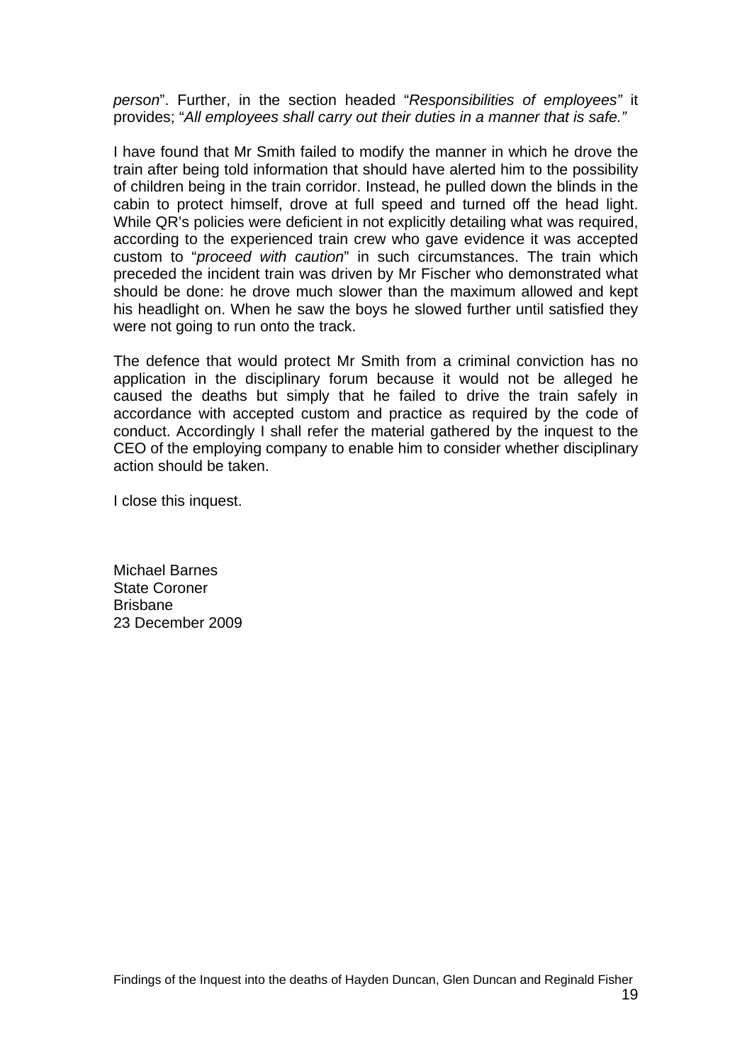*person*". Further, in the section headed "*Responsibilities of employees"* it provides; "*All employees shall carry out their duties in a manner that is safe."*

I have found that Mr Smith failed to modify the manner in which he drove the train after being told information that should have alerted him to the possibility of children being in the train corridor. Instead, he pulled down the blinds in the cabin to protect himself, drove at full speed and turned off the head light. While QR's policies were deficient in not explicitly detailing what was required, according to the experienced train crew who gave evidence it was accepted custom to "*proceed with caution*" in such circumstances. The train which preceded the incident train was driven by Mr Fischer who demonstrated what should be done: he drove much slower than the maximum allowed and kept his headlight on. When he saw the boys he slowed further until satisfied they were not going to run onto the track.

The defence that would protect Mr Smith from a criminal conviction has no application in the disciplinary forum because it would not be alleged he caused the deaths but simply that he failed to drive the train safely in accordance with accepted custom and practice as required by the code of conduct. Accordingly I shall refer the material gathered by the inquest to the CEO of the employing company to enable him to consider whether disciplinary action should be taken.

I close this inquest.

Michael Barnes
State Coroner
Brisbane
23 December 2009